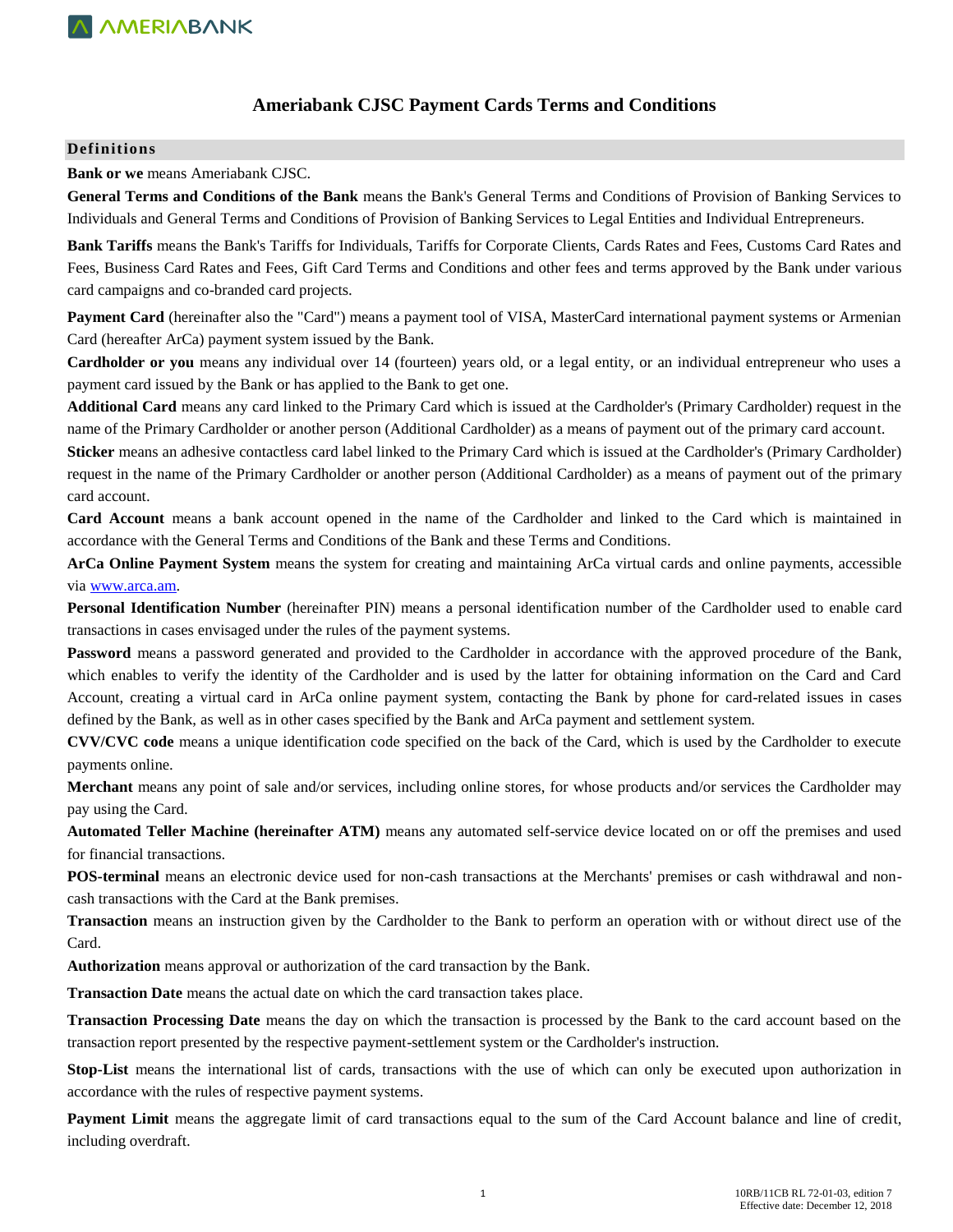# Ameriabank CJSC Payment Cards Terms and Conditions

## Definitions

**Bank or we** means Ameriabank CJSC.

**General Terms and Conditions of the Bank** means the Bank's General Terms and Conditions of Provision of Banking Services to Individuals and General Terms and Conditions of Provision of Banking Services to Legal Entities and Individual Entrepreneurs.

**Bank Tariffs** means the Bank's Tariffs for Individuals, Tariffs for Corporate Clients, Cards Rates and Fees, Customs Card Rates and Fees, Business Card Rates and Fees, Gift Card Terms and Conditions and other fees and terms approved by the Bank under various card campaigns and co-branded card projects.

**Payment Card** (hereinafter also the "Card") means a payment tool of VISA, MasterCard international payment systems or Armenian Card (hereafter ArCa) payment system issued by the Bank.

**Cardholder or you** means any individual over 14 (fourteen) years old, or a legal entity, or an individual entrepreneur who uses a payment card issued by the Bank or has applied to the Bank to get one.

**Additional Card** means any card linked to the Primary Card which is issued at the Cardholder's (Primary Cardholder) request in the name of the Primary Cardholder or another person (Additional Cardholder) as a means of payment out of the primary card account.

**Sticker** means an adhesive contactless card label linked to the Primary Card which is issued at the Cardholder's (Primary Cardholder) request in the name of the Primary Cardholder or another person (Additional Cardholder) as a means of payment out of the primary card account.

**Card Account** means a bank account opened in the name of the Cardholder and linked to the Card which is maintained in accordance with the General Terms and Conditions of the Bank and these Terms and Conditions.

**ArCa Online Payment System** means the system for creating and maintaining ArCa virtual cards and online payments, accessible via www.arca.am.

**Personal Identification Number** (hereinafter PIN) means a personal identification number of the Cardholder used to enable card transactions in cases envisaged under the rules of the payment systems.

**Password** means a password generated and provided to the Cardholder in accordance with the approved procedure of the Bank, which enables to verify the identity of the Cardholder and is used by the latter for obtaining information on the Card and Card Account, creating a virtual card in ArCa online payment system, contacting the Bank by phone for card-related issues in cases defined by the Bank, as well as in other cases specified by the Bank and ArCa payment and settlement system.

**CVV/CVC code** means a unique identification code specified on the back of the Card, which is used by the Cardholder to execute payments online.

**Merchant** means any point of sale and/or services, including online stores, for whose products and/or services the Cardholder may pay using the Card.

**Automated Teller Machine (hereinafter ATM)** means any automated self-service device located on or off the premises and used for financial transactions.

**POS-terminal** means an electronic device used for non-cash transactions at the Merchants' premises or cash withdrawal and non-cash transactions with the Card at the Bank premises.

**Transaction** means an instruction given by the Cardholder to the Bank to perform an operation with or without direct use of the Card.

**Authorization** means approval or authorization of the card transaction by the Bank.

**Transaction Date** means the actual date on which the card transaction takes place.

**Transaction Processing Date** means the day on which the transaction is processed by the Bank to the card account based on the transaction report presented by the respective payment-settlement system or the Cardholder's instruction.

**Stop-List** means the international list of cards, transactions with the use of which can only be executed upon authorization in accordance with the rules of respective payment systems.

**Payment Limit** means the aggregate limit of card transactions equal to the sum of the Card Account balance and line of credit, including overdraft.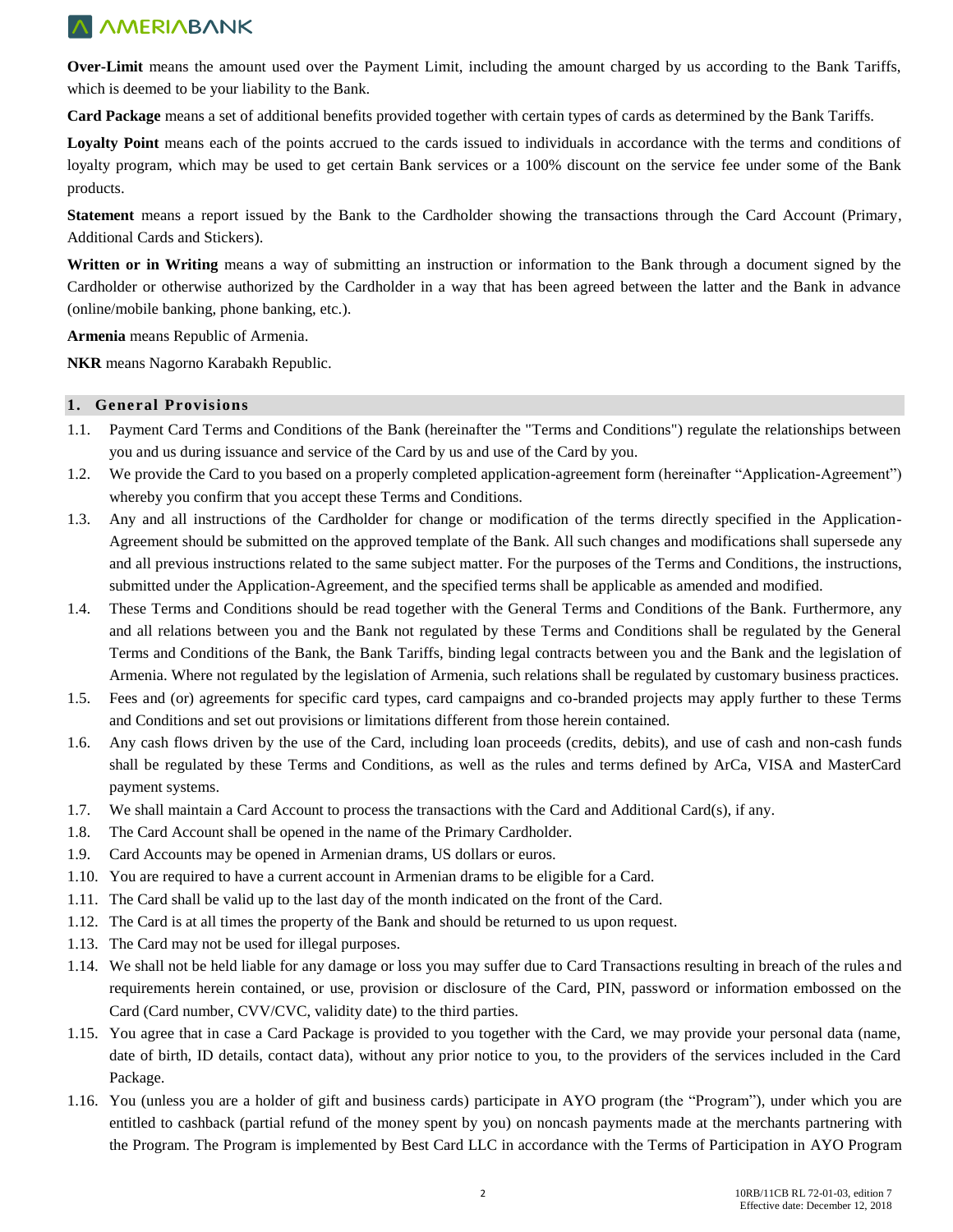**Over-Limit** means the amount used over the Payment Limit, including the amount charged by us according to the Bank Tariffs, which is deemed to be your liability to the Bank.

**Card Package** means a set of additional benefits provided together with certain types of cards as determined by the Bank Tariffs.

**Loyalty Point** means each of the points accrued to the cards issued to individuals in accordance with the terms and conditions of loyalty program, which may be used to get certain Bank services or a 100% discount on the service fee under some of the Bank products.

**Statement** means a report issued by the Bank to the Cardholder showing the transactions through the Card Account (Primary, Additional Cards and Stickers).

**Written or in Writing** means a way of submitting an instruction or information to the Bank through a document signed by the Cardholder or otherwise authorized by the Cardholder in a way that has been agreed between the latter and the Bank in advance (online/mobile banking, phone banking, etc.).

**Armenia** means Republic of Armenia.

**NKR** means Nagorno Karabakh Republic.

## 1. General Provisions

1.1. Payment Card Terms and Conditions of the Bank (hereinafter the "Terms and Conditions") regulate the relationships between you and us during issuance and service of the Card by us and use of the Card by you.

1.2. We provide the Card to you based on a properly completed application-agreement form (hereinafter "Application-Agreement") whereby you confirm that you accept these Terms and Conditions.

1.3. Any and all instructions of the Cardholder for change or modification of the terms directly specified in the Application-Agreement should be submitted on the approved template of the Bank. All such changes and modifications shall supersede any and all previous instructions related to the same subject matter. For the purposes of the Terms and Conditions, the instructions, submitted under the Application-Agreement, and the specified terms shall be applicable as amended and modified.

1.4. These Terms and Conditions should be read together with the General Terms and Conditions of the Bank. Furthermore, any and all relations between you and the Bank not regulated by these Terms and Conditions shall be regulated by the General Terms and Conditions of the Bank, the Bank Tariffs, binding legal contracts between you and the Bank and the legislation of Armenia. Where not regulated by the legislation of Armenia, such relations shall be regulated by customary business practices.

1.5. Fees and (or) agreements for specific card types, card campaigns and co-branded projects may apply further to these Terms and Conditions and set out provisions or limitations different from those herein contained.

1.6. Any cash flows driven by the use of the Card, including loan proceeds (credits, debits), and use of cash and non-cash funds shall be regulated by these Terms and Conditions, as well as the rules and terms defined by ArCa, VISA and MasterCard payment systems.

1.7. We shall maintain a Card Account to process the transactions with the Card and Additional Card(s), if any.

1.8. The Card Account shall be opened in the name of the Primary Cardholder.

1.9. Card Accounts may be opened in Armenian drams, US dollars or euros.

1.10. You are required to have a current account in Armenian drams to be eligible for a Card.

1.11. The Card shall be valid up to the last day of the month indicated on the front of the Card.

1.12. The Card is at all times the property of the Bank and should be returned to us upon request.

1.13. The Card may not be used for illegal purposes.

1.14. We shall not be held liable for any damage or loss you may suffer due to Card Transactions resulting in breach of the rules and requirements herein contained, or use, provision or disclosure of the Card, PIN, password or information embossed on the Card (Card number, CVV/CVC, validity date) to the third parties.

1.15. You agree that in case a Card Package is provided to you together with the Card, we may provide your personal data (name, date of birth, ID details, contact data), without any prior notice to you, to the providers of the services included in the Card Package.

1.16. You (unless you are a holder of gift and business cards) participate in AYO program (the "Program"), under which you are entitled to cashback (partial refund of the money spent by you) on noncash payments made at the merchants partnering with the Program. The Program is implemented by Best Card LLC in accordance with the Terms of Participation in AYO Program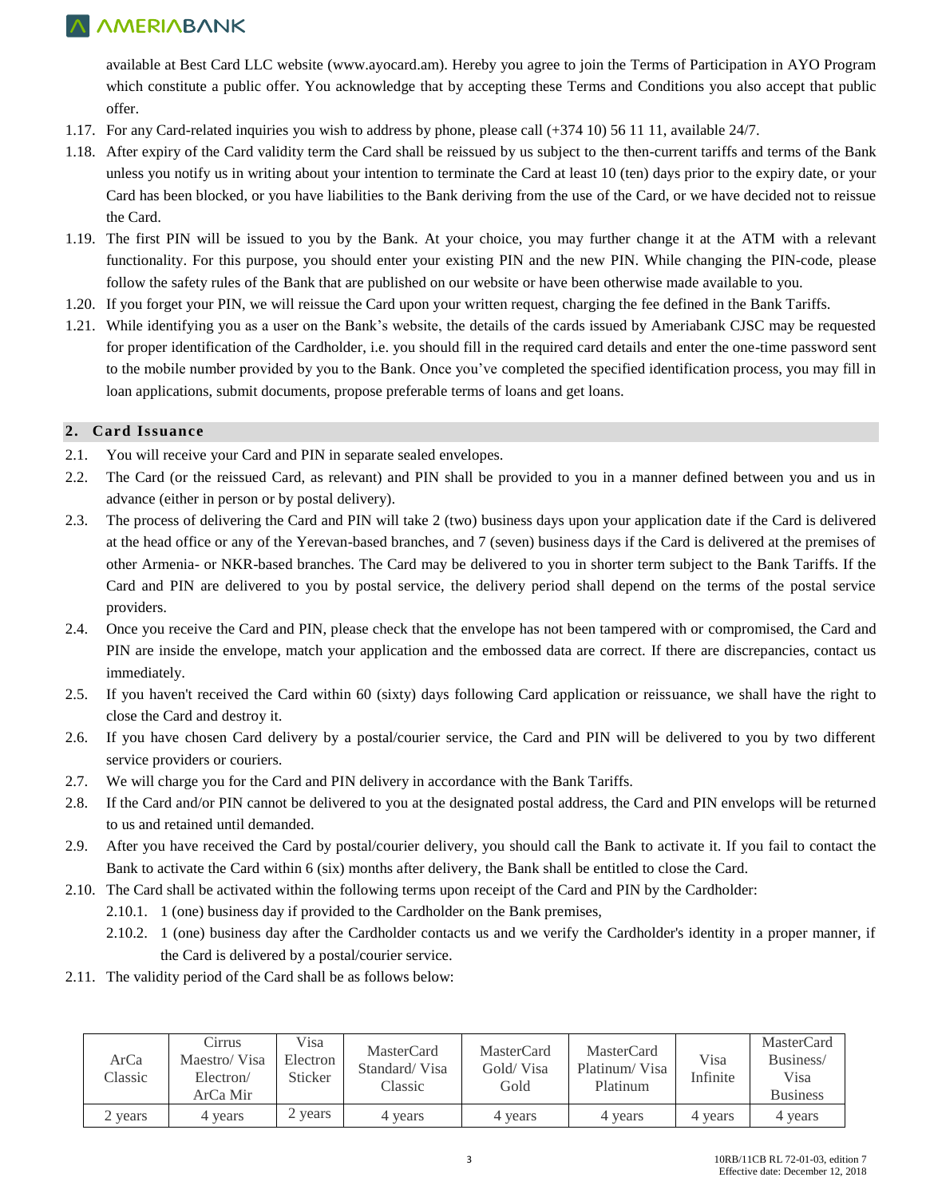available at Best Card LLC website (www.ayocard.am). Hereby you agree to join the Terms of Participation in AYO Program which constitute a public offer. You acknowledge that by accepting these Terms and Conditions you also accept that public offer.

1.17. For any Card-related inquiries you wish to address by phone, please call (+374 10) 56 11 11, available 24/7.

1.18. After expiry of the Card validity term the Card shall be reissued by us subject to the then-current tariffs and terms of the Bank unless you notify us in writing about your intention to terminate the Card at least 10 (ten) days prior to the expiry date, or your Card has been blocked, or you have liabilities to the Bank deriving from the use of the Card, or we have decided not to reissue the Card.

1.19. The first PIN will be issued to you by the Bank. At your choice, you may further change it at the ATM with a relevant functionality. For this purpose, you should enter your existing PIN and the new PIN. While changing the PIN-code, please follow the safety rules of the Bank that are published on our website or have been otherwise made available to you.

1.20. If you forget your PIN, we will reissue the Card upon your written request, charging the fee defined in the Bank Tariffs.

1.21. While identifying you as a user on the Bank's website, the details of the cards issued by Ameriabank CJSC may be requested for proper identification of the Cardholder, i.e. you should fill in the required card details and enter the one-time password sent to the mobile number provided by you to the Bank. Once you've completed the specified identification process, you may fill in loan applications, submit documents, propose preferable terms of loans and get loans.

## 2. Card Issuance

2.1. You will receive your Card and PIN in separate sealed envelopes.

2.2. The Card (or the reissued Card, as relevant) and PIN shall be provided to you in a manner defined between you and us in advance (either in person or by postal delivery).

2.3. The process of delivering the Card and PIN will take 2 (two) business days upon your application date if the Card is delivered at the head office or any of the Yerevan-based branches, and 7 (seven) business days if the Card is delivered at the premises of other Armenia- or NKR-based branches. The Card may be delivered to you in shorter term subject to the Bank Tariffs. If the Card and PIN are delivered to you by postal service, the delivery period shall depend on the terms of the postal service providers.

2.4. Once you receive the Card and PIN, please check that the envelope has not been tampered with or compromised, the Card and PIN are inside the envelope, match your application and the embossed data are correct. If there are discrepancies, contact us immediately.

2.5. If you haven't received the Card within 60 (sixty) days following Card application or reissuance, we shall have the right to close the Card and destroy it.

2.6. If you have chosen Card delivery by a postal/courier service, the Card and PIN will be delivered to you by two different service providers or couriers.

2.7. We will charge you for the Card and PIN delivery in accordance with the Bank Tariffs.

2.8. If the Card and/or PIN cannot be delivered to you at the designated postal address, the Card and PIN envelops will be returned to us and retained until demanded.

2.9. After you have received the Card by postal/courier delivery, you should call the Bank to activate it. If you fail to contact the Bank to activate the Card within 6 (six) months after delivery, the Bank shall be entitled to close the Card.

2.10. The Card shall be activated within the following terms upon receipt of the Card and PIN by the Cardholder:

2.10.1. 1 (one) business day if provided to the Cardholder on the Bank premises,

2.10.2. 1 (one) business day after the Cardholder contacts us and we verify the Cardholder's identity in a proper manner, if the Card is delivered by a postal/courier service.

2.11. The validity period of the Card shall be as follows below:

| ArCa Classic | Cirrus Maestro/ Visa Electron/ ArCa Mir | Visa Electron Sticker | MasterCard Standard/ Visa Classic | MasterCard Gold/ Visa Gold | MasterCard Platinum/ Visa Platinum | Visa Infinite | MasterCard Business/ Visa Business |
|---|---|---|---|---|---|---|---|
| 2 years | 4 years | 2 years | 4 years | 4 years | 4 years | 4 years | 4 years |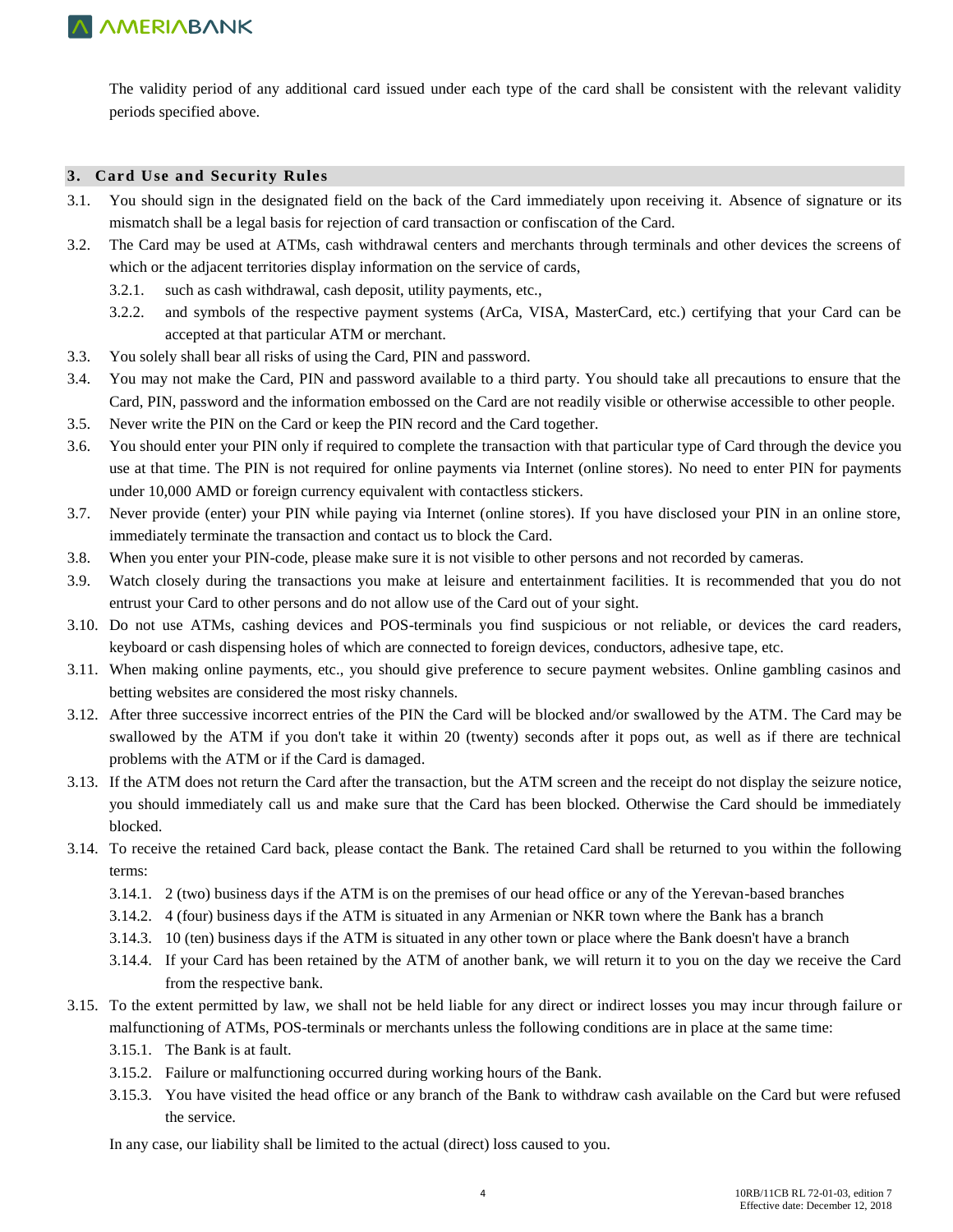The validity period of any additional card issued under each type of the card shall be consistent with the relevant validity periods specified above.

## 3. Card Use and Security Rules

3.1. You should sign in the designated field on the back of the Card immediately upon receiving it. Absence of signature or its mismatch shall be a legal basis for rejection of card transaction or confiscation of the Card.

3.2. The Card may be used at ATMs, cash withdrawal centers and merchants through terminals and other devices the screens of which or the adjacent territories display information on the service of cards,

- 3.2.1. such as cash withdrawal, cash deposit, utility payments, etc.,
- 3.2.2. and symbols of the respective payment systems (ArCa, VISA, MasterCard, etc.) certifying that your Card can be accepted at that particular ATM or merchant.

3.3. You solely shall bear all risks of using the Card, PIN and password.

3.4. You may not make the Card, PIN and password available to a third party. You should take all precautions to ensure that the Card, PIN, password and the information embossed on the Card are not readily visible or otherwise accessible to other people.

3.5. Never write the PIN on the Card or keep the PIN record and the Card together.

3.6. You should enter your PIN only if required to complete the transaction with that particular type of Card through the device you use at that time. The PIN is not required for online payments via Internet (online stores). No need to enter PIN for payments under 10,000 AMD or foreign currency equivalent with contactless stickers.

3.7. Never provide (enter) your PIN while paying via Internet (online stores). If you have disclosed your PIN in an online store, immediately terminate the transaction and contact us to block the Card.

3.8. When you enter your PIN-code, please make sure it is not visible to other persons and not recorded by cameras.

3.9. Watch closely during the transactions you make at leisure and entertainment facilities. It is recommended that you do not entrust your Card to other persons and do not allow use of the Card out of your sight.

3.10. Do not use ATMs, cashing devices and POS-terminals you find suspicious or not reliable, or devices the card readers, keyboard or cash dispensing holes of which are connected to foreign devices, conductors, adhesive tape, etc.

3.11. When making online payments, etc., you should give preference to secure payment websites. Online gambling casinos and betting websites are considered the most risky channels.

3.12. After three successive incorrect entries of the PIN the Card will be blocked and/or swallowed by the ATM. The Card may be swallowed by the ATM if you don't take it within 20 (twenty) seconds after it pops out, as well as if there are technical problems with the ATM or if the Card is damaged.

3.13. If the ATM does not return the Card after the transaction, but the ATM screen and the receipt do not display the seizure notice, you should immediately call us and make sure that the Card has been blocked. Otherwise the Card should be immediately blocked.

3.14. To receive the retained Card back, please contact the Bank. The retained Card shall be returned to you within the following terms:

- 3.14.1. 2 (two) business days if the ATM is on the premises of our head office or any of the Yerevan-based branches
- 3.14.2. 4 (four) business days if the ATM is situated in any Armenian or NKR town where the Bank has a branch
- 3.14.3. 10 (ten) business days if the ATM is situated in any other town or place where the Bank doesn't have a branch
- 3.14.4. If your Card has been retained by the ATM of another bank, we will return it to you on the day we receive the Card from the respective bank.

3.15. To the extent permitted by law, we shall not be held liable for any direct or indirect losses you may incur through failure or malfunctioning of ATMs, POS-terminals or merchants unless the following conditions are in place at the same time:

- 3.15.1. The Bank is at fault.
- 3.15.2. Failure or malfunctioning occurred during working hours of the Bank.
- 3.15.3. You have visited the head office or any branch of the Bank to withdraw cash available on the Card but were refused the service.

In any case, our liability shall be limited to the actual (direct) loss caused to you.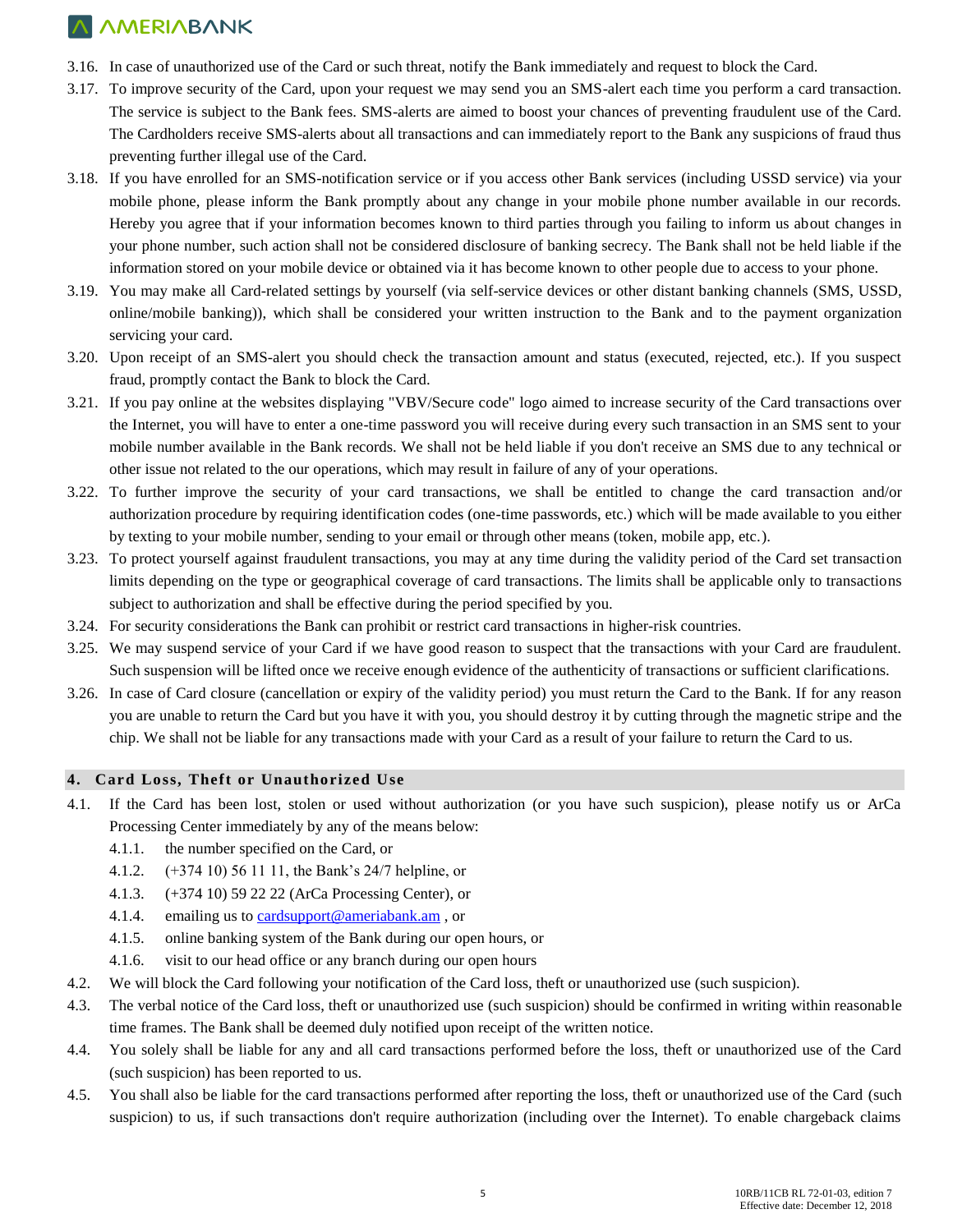3.16. In case of unauthorized use of the Card or such threat, notify the Bank immediately and request to block the Card.

3.17. To improve security of the Card, upon your request we may send you an SMS-alert each time you perform a card transaction. The service is subject to the Bank fees. SMS-alerts are aimed to boost your chances of preventing fraudulent use of the Card. The Cardholders receive SMS-alerts about all transactions and can immediately report to the Bank any suspicions of fraud thus preventing further illegal use of the Card.

3.18. If you have enrolled for an SMS-notification service or if you access other Bank services (including USSD service) via your mobile phone, please inform the Bank promptly about any change in your mobile phone number available in our records. Hereby you agree that if your information becomes known to third parties through you failing to inform us about changes in your phone number, such action shall not be considered disclosure of banking secrecy. The Bank shall not be held liable if the information stored on your mobile device or obtained via it has become known to other people due to access to your phone.

3.19. You may make all Card-related settings by yourself (via self-service devices or other distant banking channels (SMS, USSD, online/mobile banking)), which shall be considered your written instruction to the Bank and to the payment organization servicing your card.

3.20. Upon receipt of an SMS-alert you should check the transaction amount and status (executed, rejected, etc.). If you suspect fraud, promptly contact the Bank to block the Card.

3.21. If you pay online at the websites displaying "VBV/Secure code" logo aimed to increase security of the Card transactions over the Internet, you will have to enter a one-time password you will receive during every such transaction in an SMS sent to your mobile number available in the Bank records. We shall not be held liable if you don't receive an SMS due to any technical or other issue not related to the our operations, which may result in failure of any of your operations.

3.22. To further improve the security of your card transactions, we shall be entitled to change the card transaction and/or authorization procedure by requiring identification codes (one-time passwords, etc.) which will be made available to you either by texting to your mobile number, sending to your email or through other means (token, mobile app, etc.).

3.23. To protect yourself against fraudulent transactions, you may at any time during the validity period of the Card set transaction limits depending on the type or geographical coverage of card transactions. The limits shall be applicable only to transactions subject to authorization and shall be effective during the period specified by you.

3.24. For security considerations the Bank can prohibit or restrict card transactions in higher-risk countries.

3.25. We may suspend service of your Card if we have good reason to suspect that the transactions with your Card are fraudulent. Such suspension will be lifted once we receive enough evidence of the authenticity of transactions or sufficient clarifications.

3.26. In case of Card closure (cancellation or expiry of the validity period) you must return the Card to the Bank. If for any reason you are unable to return the Card but you have it with you, you should destroy it by cutting through the magnetic stripe and the chip. We shall not be liable for any transactions made with your Card as a result of your failure to return the Card to us.

## 4. Card Loss, Theft or Unauthorized Use

4.1. If the Card has been lost, stolen or used without authorization (or you have such suspicion), please notify us or ArCa Processing Center immediately by any of the means below:

4.1.1. the number specified on the Card, or

4.1.2. (+374 10) 56 11 11, the Bank's 24/7 helpline, or

4.1.3. (+374 10) 59 22 22 (ArCa Processing Center), or

4.1.4. emailing us to cardsupport@ameriabank.am , or

4.1.5. online banking system of the Bank during our open hours, or

4.1.6. visit to our head office or any branch during our open hours

4.2. We will block the Card following your notification of the Card loss, theft or unauthorized use (such suspicion).

4.3. The verbal notice of the Card loss, theft or unauthorized use (such suspicion) should be confirmed in writing within reasonable time frames. The Bank shall be deemed duly notified upon receipt of the written notice.

4.4. You solely shall be liable for any and all card transactions performed before the loss, theft or unauthorized use of the Card (such suspicion) has been reported to us.

4.5. You shall also be liable for the card transactions performed after reporting the loss, theft or unauthorized use of the Card (such suspicion) to us, if such transactions don't require authorization (including over the Internet). To enable chargeback claims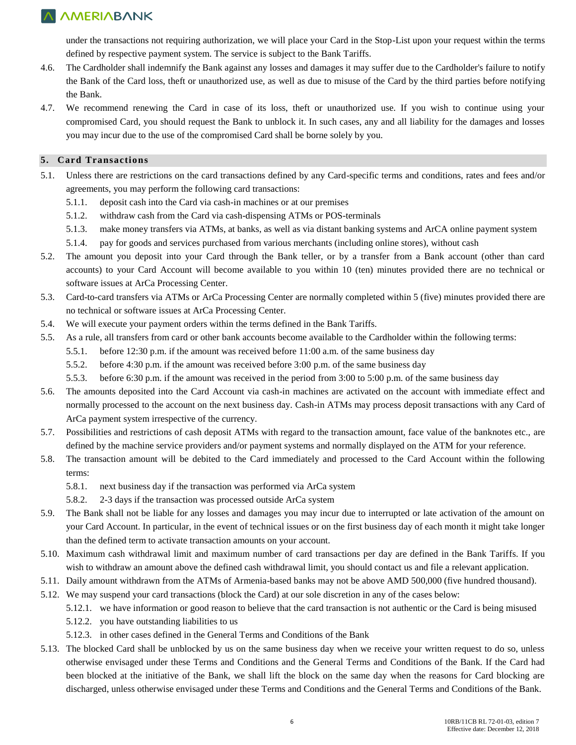under the transactions not requiring authorization, we will place your Card in the Stop-List upon your request within the terms defined by respective payment system. The service is subject to the Bank Tariffs.

4.6. The Cardholder shall indemnify the Bank against any losses and damages it may suffer due to the Cardholder's failure to notify the Bank of the Card loss, theft or unauthorized use, as well as due to misuse of the Card by the third parties before notifying the Bank.

4.7. We recommend renewing the Card in case of its loss, theft or unauthorized use. If you wish to continue using your compromised Card, you should request the Bank to unblock it. In such cases, any and all liability for the damages and losses you may incur due to the use of the compromised Card shall be borne solely by you.

## 5. Card Transactions

5.1. Unless there are restrictions on the card transactions defined by any Card-specific terms and conditions, rates and fees and/or agreements, you may perform the following card transactions:

- 5.1.1. deposit cash into the Card via cash-in machines or at our premises
- 5.1.2. withdraw cash from the Card via cash-dispensing ATMs or POS-terminals
- 5.1.3. make money transfers via ATMs, at banks, as well as via distant banking systems and ArCA online payment system
- 5.1.4. pay for goods and services purchased from various merchants (including online stores), without cash

5.2. The amount you deposit into your Card through the Bank teller, or by a transfer from a Bank account (other than card accounts) to your Card Account will become available to you within 10 (ten) minutes provided there are no technical or software issues at ArCa Processing Center.

5.3. Card-to-card transfers via ATMs or ArCa Processing Center are normally completed within 5 (five) minutes provided there are no technical or software issues at ArCa Processing Center.

5.4. We will execute your payment orders within the terms defined in the Bank Tariffs.

5.5. As a rule, all transfers from card or other bank accounts become available to the Cardholder within the following terms:

- 5.5.1. before 12:30 p.m. if the amount was received before 11:00 a.m. of the same business day
- 5.5.2. before 4:30 p.m. if the amount was received before 3:00 p.m. of the same business day
- 5.5.3. before 6:30 p.m. if the amount was received in the period from 3:00 to 5:00 p.m. of the same business day

5.6. The amounts deposited into the Card Account via cash-in machines are activated on the account with immediate effect and normally processed to the account on the next business day. Cash-in ATMs may process deposit transactions with any Card of ArCa payment system irrespective of the currency.

5.7. Possibilities and restrictions of cash deposit ATMs with regard to the transaction amount, face value of the banknotes etc., are defined by the machine service providers and/or payment systems and normally displayed on the ATM for your reference.

5.8. The transaction amount will be debited to the Card immediately and processed to the Card Account within the following terms:

- 5.8.1. next business day if the transaction was performed via ArCa system
- 5.8.2. 2-3 days if the transaction was processed outside ArCa system

5.9. The Bank shall not be liable for any losses and damages you may incur due to interrupted or late activation of the amount on your Card Account. In particular, in the event of technical issues or on the first business day of each month it might take longer than the defined term to activate transaction amounts on your account.

5.10. Maximum cash withdrawal limit and maximum number of card transactions per day are defined in the Bank Tariffs. If you wish to withdraw an amount above the defined cash withdrawal limit, you should contact us and file a relevant application.

5.11. Daily amount withdrawn from the ATMs of Armenia-based banks may not be above AMD 500,000 (five hundred thousand).

5.12. We may suspend your card transactions (block the Card) at our sole discretion in any of the cases below:

- 5.12.1. we have information or good reason to believe that the card transaction is not authentic or the Card is being misused
- 5.12.2. you have outstanding liabilities to us
- 5.12.3. in other cases defined in the General Terms and Conditions of the Bank

5.13. The blocked Card shall be unblocked by us on the same business day when we receive your written request to do so, unless otherwise envisaged under these Terms and Conditions and the General Terms and Conditions of the Bank. If the Card had been blocked at the initiative of the Bank, we shall lift the block on the same day when the reasons for Card blocking are discharged, unless otherwise envisaged under these Terms and Conditions and the General Terms and Conditions of the Bank.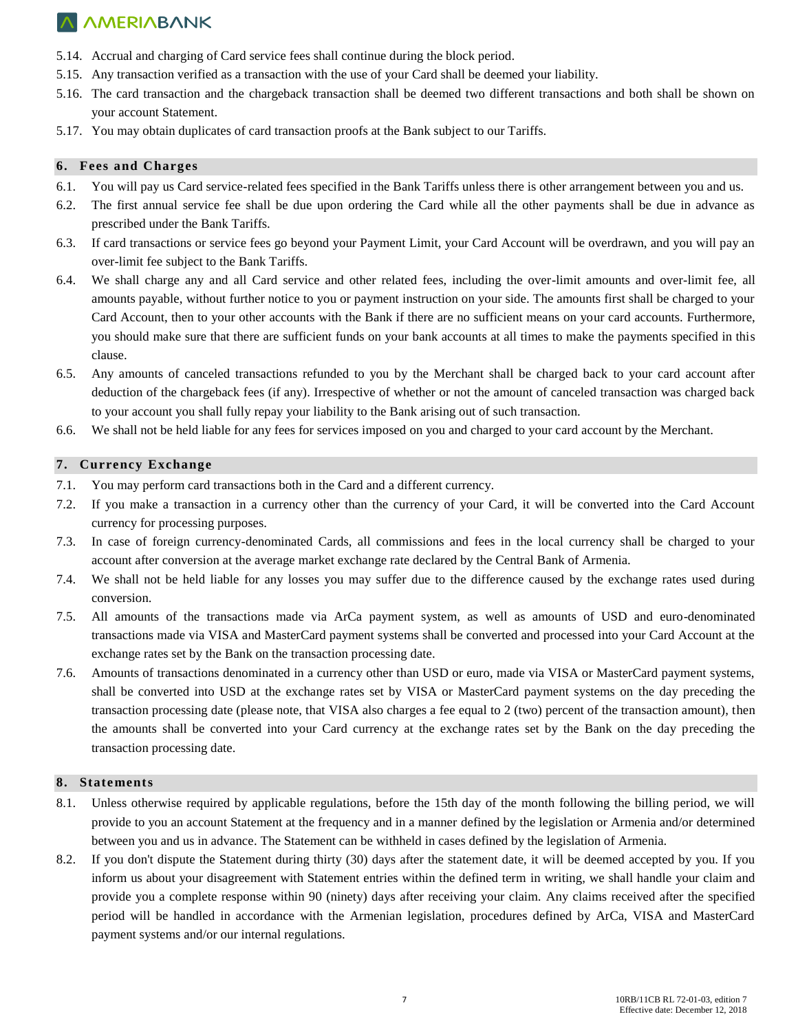5.14. Accrual and charging of Card service fees shall continue during the block period.

5.15. Any transaction verified as a transaction with the use of your Card shall be deemed your liability.

5.16. The card transaction and the chargeback transaction shall be deemed two different transactions and both shall be shown on your account Statement.

5.17. You may obtain duplicates of card transaction proofs at the Bank subject to our Tariffs.

## 6. Fees and Charges

6.1. You will pay us Card service-related fees specified in the Bank Tariffs unless there is other arrangement between you and us.

6.2. The first annual service fee shall be due upon ordering the Card while all the other payments shall be due in advance as prescribed under the Bank Tariffs.

6.3. If card transactions or service fees go beyond your Payment Limit, your Card Account will be overdrawn, and you will pay an over-limit fee subject to the Bank Tariffs.

6.4. We shall charge any and all Card service and other related fees, including the over-limit amounts and over-limit fee, all amounts payable, without further notice to you or payment instruction on your side. The amounts first shall be charged to your Card Account, then to your other accounts with the Bank if there are no sufficient means on your card accounts. Furthermore, you should make sure that there are sufficient funds on your bank accounts at all times to make the payments specified in this clause.

6.5. Any amounts of canceled transactions refunded to you by the Merchant shall be charged back to your card account after deduction of the chargeback fees (if any). Irrespective of whether or not the amount of canceled transaction was charged back to your account you shall fully repay your liability to the Bank arising out of such transaction.

6.6. We shall not be held liable for any fees for services imposed on you and charged to your card account by the Merchant.

## 7. Currency Exchange

7.1. You may perform card transactions both in the Card and a different currency.

7.2. If you make a transaction in a currency other than the currency of your Card, it will be converted into the Card Account currency for processing purposes.

7.3. In case of foreign currency-denominated Cards, all commissions and fees in the local currency shall be charged to your account after conversion at the average market exchange rate declared by the Central Bank of Armenia.

7.4. We shall not be held liable for any losses you may suffer due to the difference caused by the exchange rates used during conversion.

7.5. All amounts of the transactions made via ArCa payment system, as well as amounts of USD and euro-denominated transactions made via VISA and MasterCard payment systems shall be converted and processed into your Card Account at the exchange rates set by the Bank on the transaction processing date.

7.6. Amounts of transactions denominated in a currency other than USD or euro, made via VISA or MasterCard payment systems, shall be converted into USD at the exchange rates set by VISA or MasterCard payment systems on the day preceding the transaction processing date (please note, that VISA also charges a fee equal to 2 (two) percent of the transaction amount), then the amounts shall be converted into your Card currency at the exchange rates set by the Bank on the day preceding the transaction processing date.

## 8. Statements

8.1. Unless otherwise required by applicable regulations, before the 15th day of the month following the billing period, we will provide to you an account Statement at the frequency and in a manner defined by the legislation or Armenia and/or determined between you and us in advance. The Statement can be withheld in cases defined by the legislation of Armenia.

8.2. If you don't dispute the Statement during thirty (30) days after the statement date, it will be deemed accepted by you. If you inform us about your disagreement with Statement entries within the defined term in writing, we shall handle your claim and provide you a complete response within 90 (ninety) days after receiving your claim. Any claims received after the specified period will be handled in accordance with the Armenian legislation, procedures defined by ArCa, VISA and MasterCard payment systems and/or our internal regulations.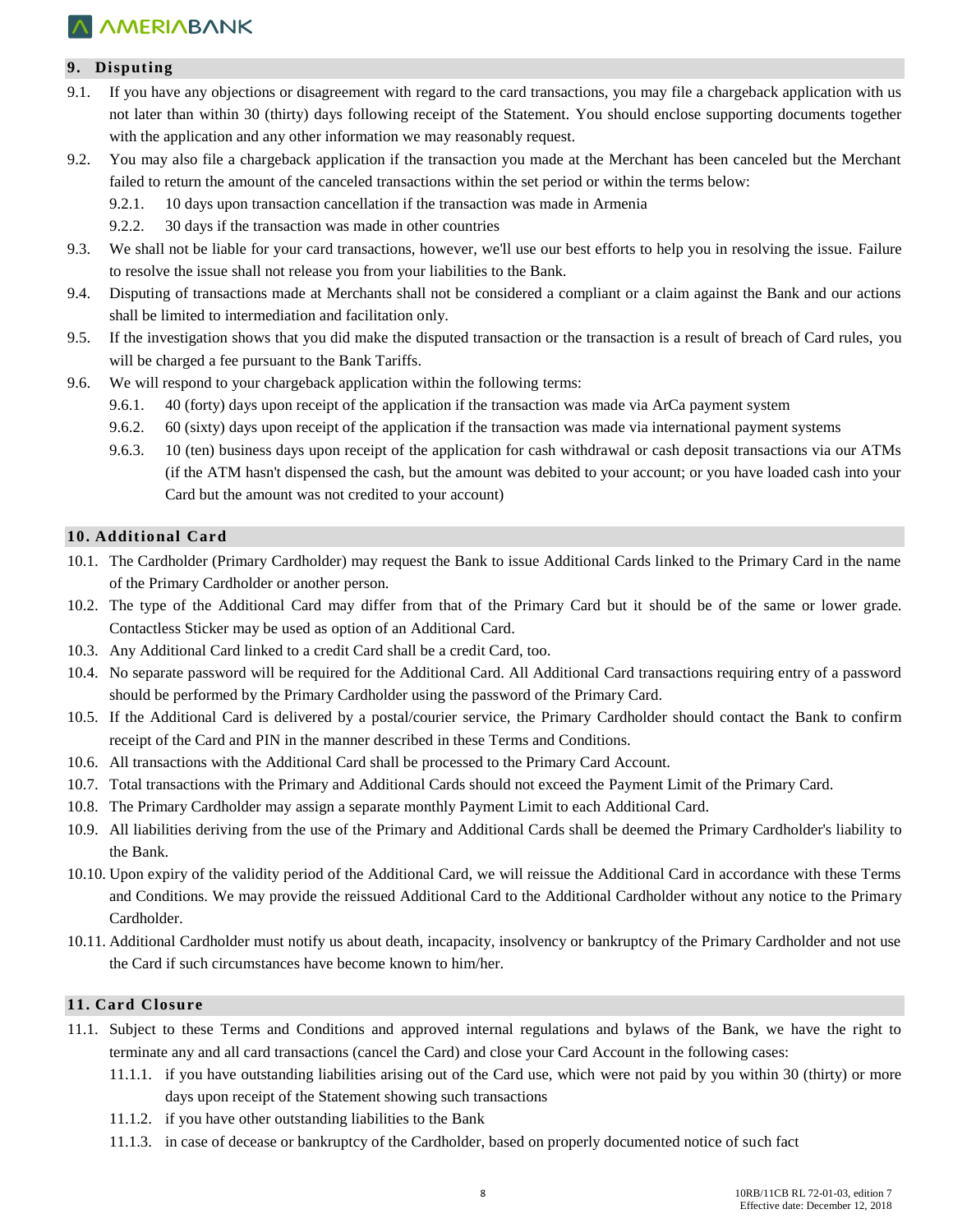## 9. Disputing

9.1. If you have any objections or disagreement with regard to the card transactions, you may file a chargeback application with us not later than within 30 (thirty) days following receipt of the Statement. You should enclose supporting documents together with the application and any other information we may reasonably request.

9.2. You may also file a chargeback application if the transaction you made at the Merchant has been canceled but the Merchant failed to return the amount of the canceled transactions within the set period or within the terms below:

9.2.1. 10 days upon transaction cancellation if the transaction was made in Armenia

9.2.2. 30 days if the transaction was made in other countries

9.3. We shall not be liable for your card transactions, however, we'll use our best efforts to help you in resolving the issue. Failure to resolve the issue shall not release you from your liabilities to the Bank.

9.4. Disputing of transactions made at Merchants shall not be considered a compliant or a claim against the Bank and our actions shall be limited to intermediation and facilitation only.

9.5. If the investigation shows that you did make the disputed transaction or the transaction is a result of breach of Card rules, you will be charged a fee pursuant to the Bank Tariffs.

9.6. We will respond to your chargeback application within the following terms:

9.6.1. 40 (forty) days upon receipt of the application if the transaction was made via ArCa payment system

9.6.2. 60 (sixty) days upon receipt of the application if the transaction was made via international payment systems

9.6.3. 10 (ten) business days upon receipt of the application for cash withdrawal or cash deposit transactions via our ATMs (if the ATM hasn't dispensed the cash, but the amount was debited to your account; or you have loaded cash into your Card but the amount was not credited to your account)

## 10. Additional Card

10.1. The Cardholder (Primary Cardholder) may request the Bank to issue Additional Cards linked to the Primary Card in the name of the Primary Cardholder or another person.

10.2. The type of the Additional Card may differ from that of the Primary Card but it should be of the same or lower grade. Contactless Sticker may be used as option of an Additional Card.

10.3. Any Additional Card linked to a credit Card shall be a credit Card, too.

10.4. No separate password will be required for the Additional Card. All Additional Card transactions requiring entry of a password should be performed by the Primary Cardholder using the password of the Primary Card.

10.5. If the Additional Card is delivered by a postal/courier service, the Primary Cardholder should contact the Bank to confirm receipt of the Card and PIN in the manner described in these Terms and Conditions.

10.6. All transactions with the Additional Card shall be processed to the Primary Card Account.

10.7. Total transactions with the Primary and Additional Cards should not exceed the Payment Limit of the Primary Card.

10.8. The Primary Cardholder may assign a separate monthly Payment Limit to each Additional Card.

10.9. All liabilities deriving from the use of the Primary and Additional Cards shall be deemed the Primary Cardholder's liability to the Bank.

10.10. Upon expiry of the validity period of the Additional Card, we will reissue the Additional Card in accordance with these Terms and Conditions. We may provide the reissued Additional Card to the Additional Cardholder without any notice to the Primary Cardholder.

10.11. Additional Cardholder must notify us about death, incapacity, insolvency or bankruptcy of the Primary Cardholder and not use the Card if such circumstances have become known to him/her.

## 11. Card Closure

11.1. Subject to these Terms and Conditions and approved internal regulations and bylaws of the Bank, we have the right to terminate any and all card transactions (cancel the Card) and close your Card Account in the following cases:

11.1.1. if you have outstanding liabilities arising out of the Card use, which were not paid by you within 30 (thirty) or more days upon receipt of the Statement showing such transactions

11.1.2. if you have other outstanding liabilities to the Bank

11.1.3. in case of decease or bankruptcy of the Cardholder, based on properly documented notice of such fact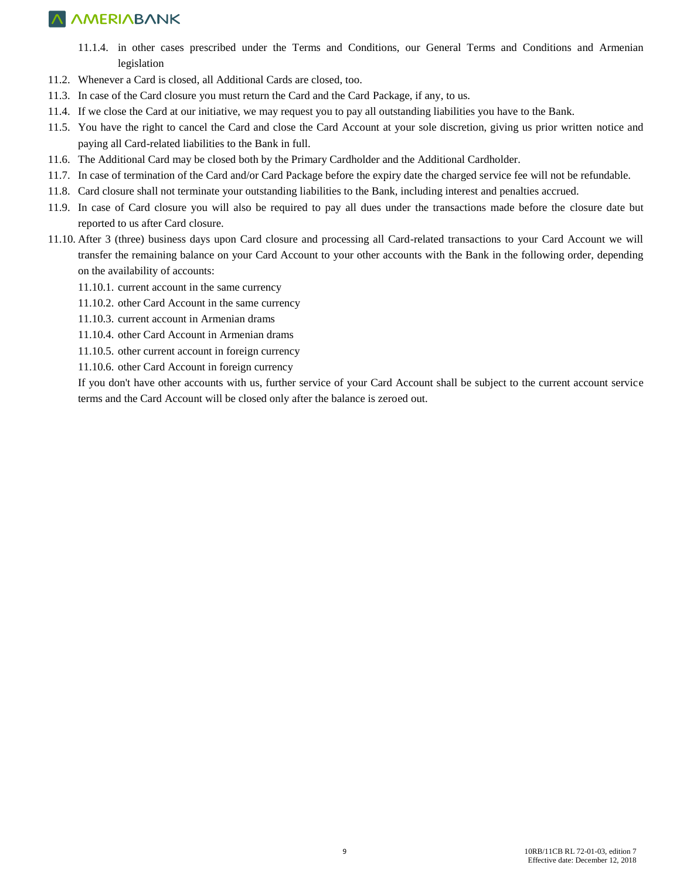11.1.4. in other cases prescribed under the Terms and Conditions, our General Terms and Conditions and Armenian legislation

11.2. Whenever a Card is closed, all Additional Cards are closed, too.

11.3. In case of the Card closure you must return the Card and the Card Package, if any, to us.

11.4. If we close the Card at our initiative, we may request you to pay all outstanding liabilities you have to the Bank.

11.5. You have the right to cancel the Card and close the Card Account at your sole discretion, giving us prior written notice and paying all Card-related liabilities to the Bank in full.

11.6. The Additional Card may be closed both by the Primary Cardholder and the Additional Cardholder.

11.7. In case of termination of the Card and/or Card Package before the expiry date the charged service fee will not be refundable.

11.8. Card closure shall not terminate your outstanding liabilities to the Bank, including interest and penalties accrued.

11.9. In case of Card closure you will also be required to pay all dues under the transactions made before the closure date but reported to us after Card closure.

11.10. After 3 (three) business days upon Card closure and processing all Card-related transactions to your Card Account we will transfer the remaining balance on your Card Account to your other accounts with the Bank in the following order, depending on the availability of accounts:

11.10.1. current account in the same currency

11.10.2. other Card Account in the same currency

11.10.3. current account in Armenian drams

11.10.4. other Card Account in Armenian drams

11.10.5. other current account in foreign currency

11.10.6. other Card Account in foreign currency

If you don't have other accounts with us, further service of your Card Account shall be subject to the current account service terms and the Card Account will be closed only after the balance is zeroed out.